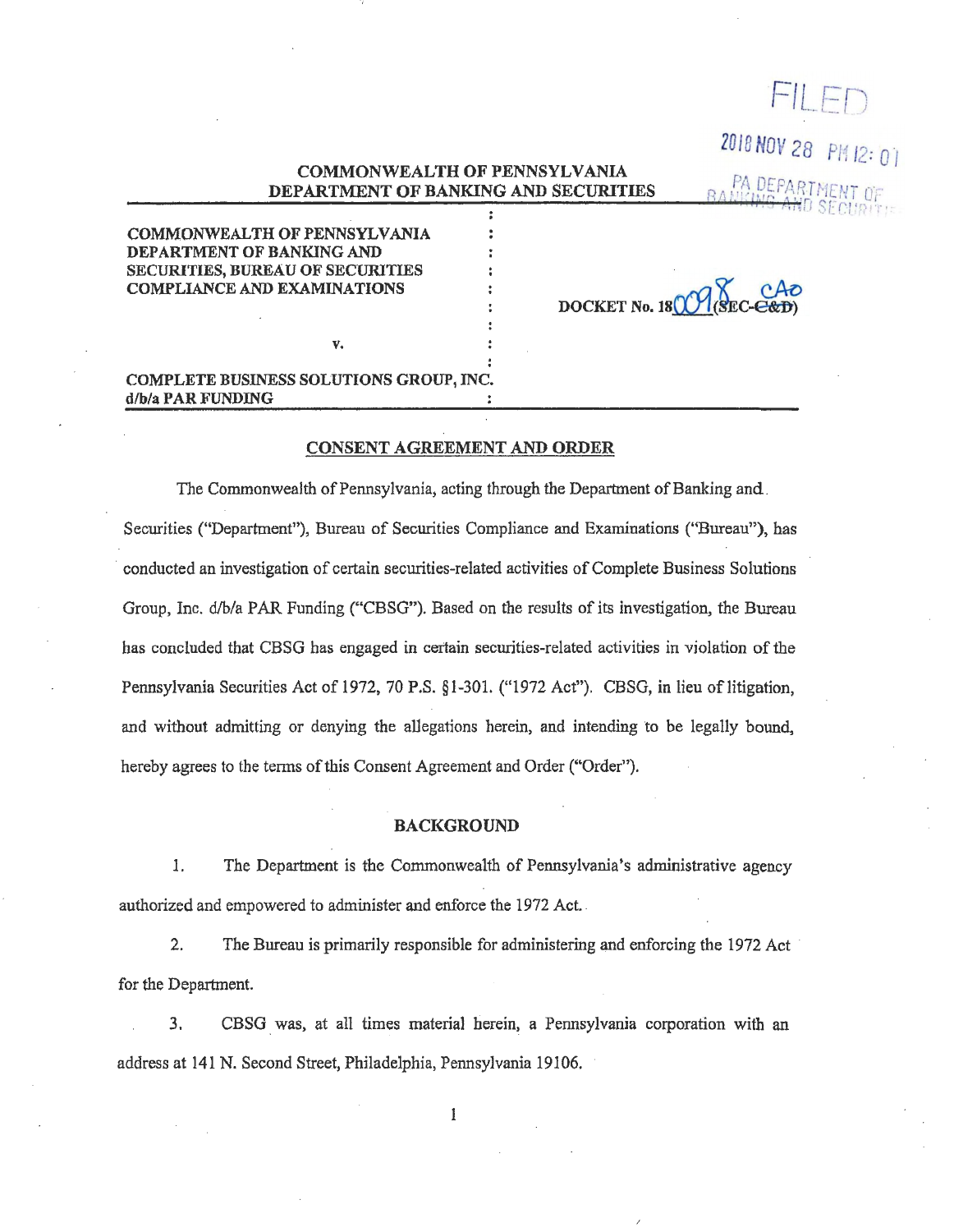FILED

2018 NOV 28 PM 12:01

PA DEPARTMENT OF BANKING AND SECURITIES

**COMMONWEALTH OF PENNSYLVANIA**
**DEPARTMENT OF BANKING AND SECURITIES**

**COMMONWEALTH OF PENNSYLVANIA DEPARTMENT OF BANKING AND SECURITIES, BUREAU OF SECURITIES COMPLIANCE AND EXAMINATIONS**

**v.**

**COMPLETE BUSINESS SOLUTIONS GROUP, INC. d/b/a PAR FUNDING**

**DOCKET No. 18**0098**(SEC-~~C&D~~)** CAO

## CONSENT AGREEMENT AND ORDER

The Commonwealth of Pennsylvania, acting through the Department of Banking and Securities ("Department"), Bureau of Securities Compliance and Examinations ("Bureau"), has conducted an investigation of certain securities-related activities of Complete Business Solutions Group, Inc. d/b/a PAR Funding ("CBSG"). Based on the results of its investigation, the Bureau has concluded that CBSG has engaged in certain securities-related activities in violation of the Pennsylvania Securities Act of 1972, 70 P.S. §1-301. ("1972 Act"). CBSG, in lieu of litigation, and without admitting or denying the allegations herein, and intending to be legally bound, hereby agrees to the terms of this Consent Agreement and Order ("Order").

## BACKGROUND

1. The Department is the Commonwealth of Pennsylvania's administrative agency authorized and empowered to administer and enforce the 1972 Act.

2. The Bureau is primarily responsible for administering and enforcing the 1972 Act for the Department.

3. CBSG was, at all times material herein, a Pennsylvania corporation with an address at 141 N. Second Street, Philadelphia, Pennsylvania 19106.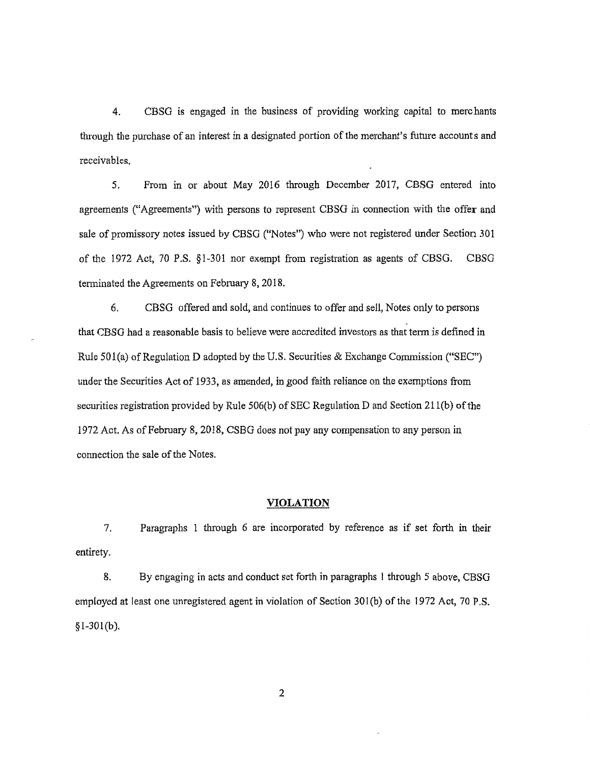4. CBSG is engaged in the business of providing working capital to merchants through the purchase of an interest in a designated portion of the merchant's future accounts and receivables.

5. From in or about May 2016 through December 2017, CBSG entered into agreements ("Agreements") with persons to represent CBSG in connection with the offer and sale of promissory notes issued by CBSG ("Notes") who were not registered under Section 301 of the 1972 Act, 70 P.S. §1-301 nor exempt from registration as agents of CBSG. CBSG terminated the Agreements on February 8, 2018.

6. CBSG offered and sold, and continues to offer and sell, Notes only to persons that CBSG had a reasonable basis to believe were accredited investors as that term is defined in Rule 501(a) of Regulation D adopted by the U.S. Securities & Exchange Commission ("SEC") under the Securities Act of 1933, as amended, in good faith reliance on the exemptions from securities registration provided by Rule 506(b) of SEC Regulation D and Section 211(b) of the 1972 Act. As of February 8, 2018, CSBG does not pay any compensation to any person in connection the sale of the Notes.

## VIOLATION

7. Paragraphs 1 through 6 are incorporated by reference as if set forth in their entirety.

8. By engaging in acts and conduct set forth in paragraphs 1 through 5 above, CBSG employed at least one unregistered agent in violation of Section 301(b) of the 1972 Act, 70 P.S. §1-301(b).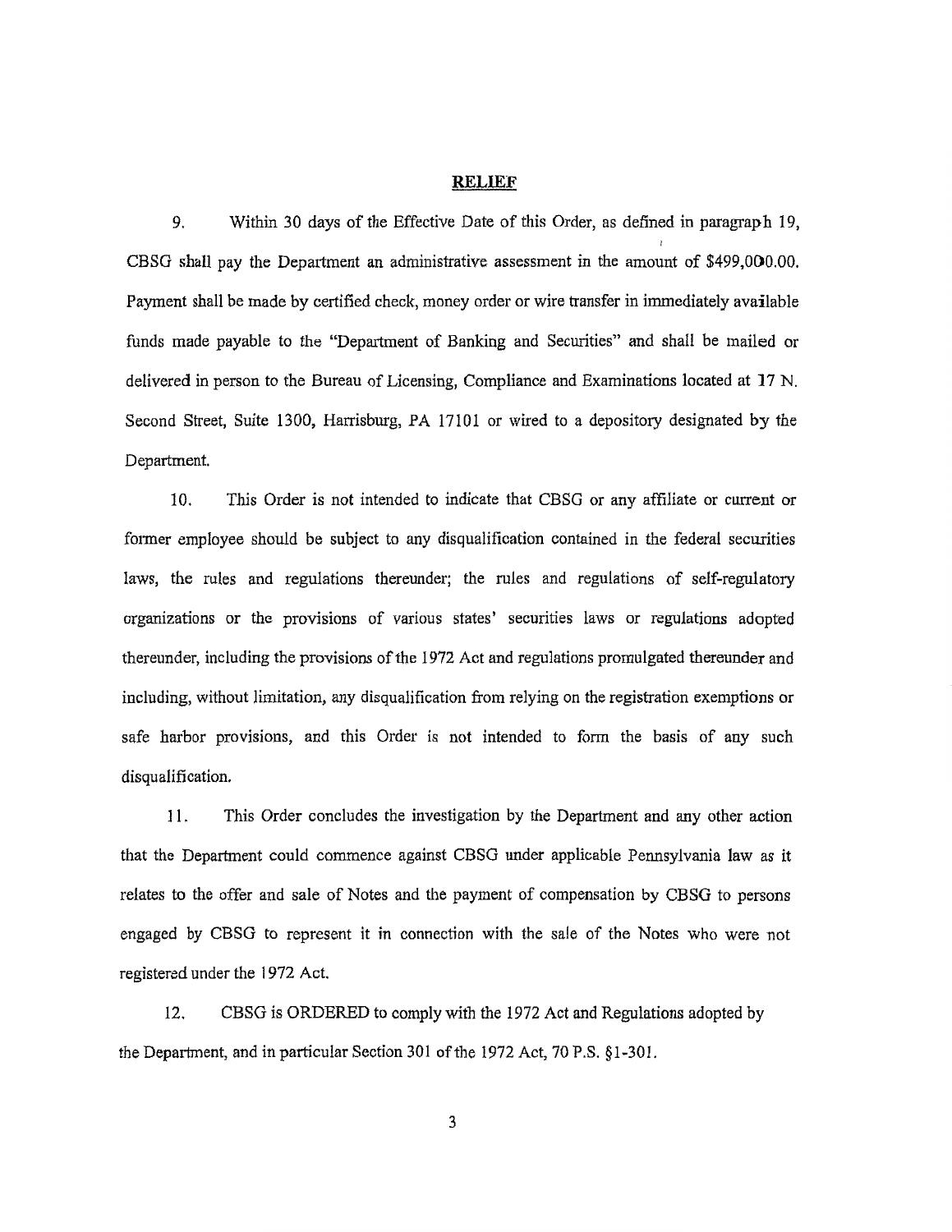**RELIEF**

9. Within 30 days of the Effective Date of this Order, as defined in paragraph 19, CBSG shall pay the Department an administrative assessment in the amount of $499,000.00. Payment shall be made by certified check, money order or wire transfer in immediately available funds made payable to the "Department of Banking and Securities" and shall be mailed or delivered in person to the Bureau of Licensing, Compliance and Examinations located at 17 N. Second Street, Suite 1300, Harrisburg, PA 17101 or wired to a depository designated by the Department.

10. This Order is not intended to indicate that CBSG or any affiliate or current or former employee should be subject to any disqualification contained in the federal securities laws, the rules and regulations thereunder; the rules and regulations of self-regulatory organizations or the provisions of various states' securities laws or regulations adopted thereunder, including the provisions of the 1972 Act and regulations promulgated thereunder and including, without limitation, any disqualification from relying on the registration exemptions or safe harbor provisions, and this Order is not intended to form the basis of any such disqualification.

11. This Order concludes the investigation by the Department and any other action that the Department could commence against CBSG under applicable Pennsylvania law as it relates to the offer and sale of Notes and the payment of compensation by CBSG to persons engaged by CBSG to represent it in connection with the sale of the Notes who were not registered under the 1972 Act.

12. CBSG is ORDERED to comply with the 1972 Act and Regulations adopted by the Department, and in particular Section 301 of the 1972 Act, 70 P.S. §1-301.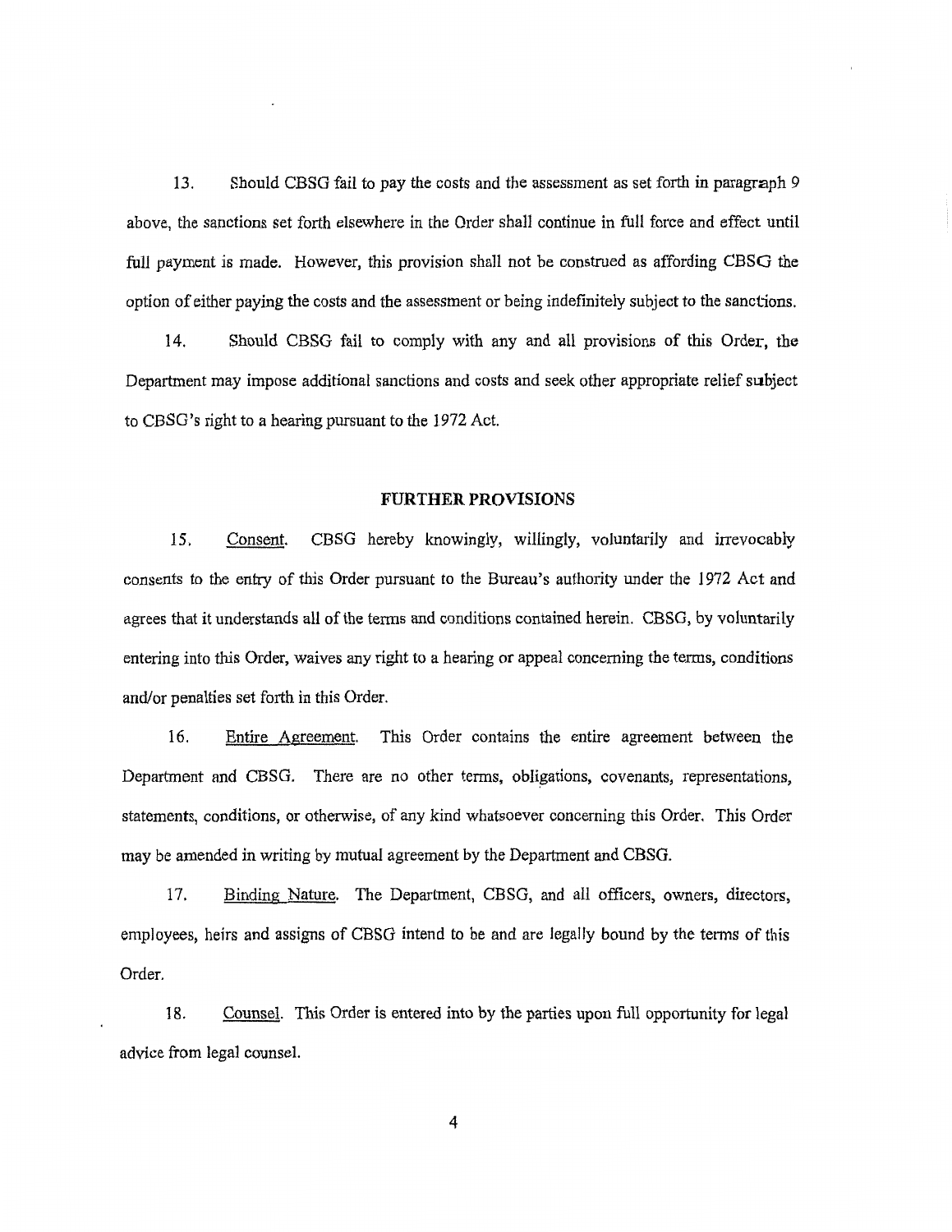13. Should CBSG fail to pay the costs and the assessment as set forth in paragraph 9 above, the sanctions set forth elsewhere in the Order shall continue in full force and effect until full payment is made. However, this provision shall not be construed as affording CBSG the option of either paying the costs and the assessment or being indefinitely subject to the sanctions.

14. Should CBSG fail to comply with any and all provisions of this Order, the Department may impose additional sanctions and costs and seek other appropriate relief subject to CBSG's right to a hearing pursuant to the 1972 Act.

## FURTHER PROVISIONS

15. Consent. CBSG hereby knowingly, willingly, voluntarily and irrevocably consents to the entry of this Order pursuant to the Bureau's authority under the 1972 Act and agrees that it understands all of the terms and conditions contained herein. CBSG, by voluntarily entering into this Order, waives any right to a hearing or appeal concerning the terms, conditions and/or penalties set forth in this Order.

16. Entire Agreement. This Order contains the entire agreement between the Department and CBSG. There are no other terms, obligations, covenants, representations, statements, conditions, or otherwise, of any kind whatsoever concerning this Order. This Order may be amended in writing by mutual agreement by the Department and CBSG.

17. Binding Nature. The Department, CBSG, and all officers, owners, directors, employees, heirs and assigns of CBSG intend to be and are legally bound by the terms of this Order.

18. Counsel. This Order is entered into by the parties upon full opportunity for legal advice from legal counsel.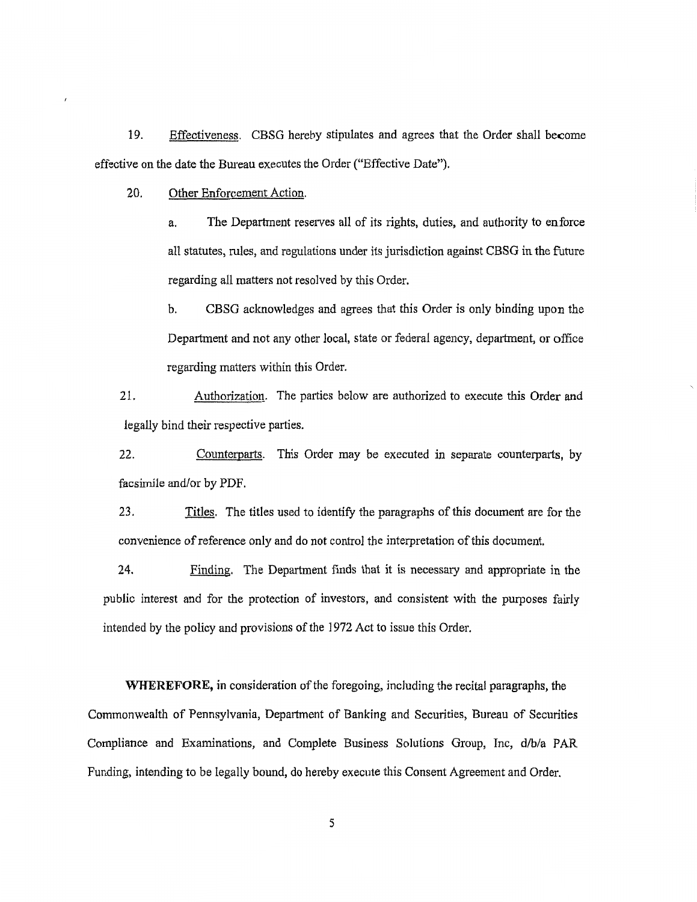19. Effectiveness. CBSG hereby stipulates and agrees that the Order shall become effective on the date the Bureau executes the Order ("Effective Date").

20. Other Enforcement Action.

   a. The Department reserves all of its rights, duties, and authority to enforce all statutes, rules, and regulations under its jurisdiction against CBSG in the future regarding all matters not resolved by this Order.

   b. CBSG acknowledges and agrees that this Order is only binding upon the Department and not any other local, state or federal agency, department, or office regarding matters within this Order.

21. Authorization. The parties below are authorized to execute this Order and legally bind their respective parties.

22. Counterparts. This Order may be executed in separate counterparts, by facsimile and/or by PDF.

23. Titles. The titles used to identify the paragraphs of this document are for the convenience of reference only and do not control the interpretation of this document.

24. Finding. The Department finds that it is necessary and appropriate in the public interest and for the protection of investors, and consistent with the purposes fairly intended by the policy and provisions of the 1972 Act to issue this Order.

**WHEREFORE,** in consideration of the foregoing, including the recital paragraphs, the Commonwealth of Pennsylvania, Department of Banking and Securities, Bureau of Securities Compliance and Examinations, and Complete Business Solutions Group, Inc, d/b/a PAR Funding, intending to be legally bound, do hereby execute this Consent Agreement and Order.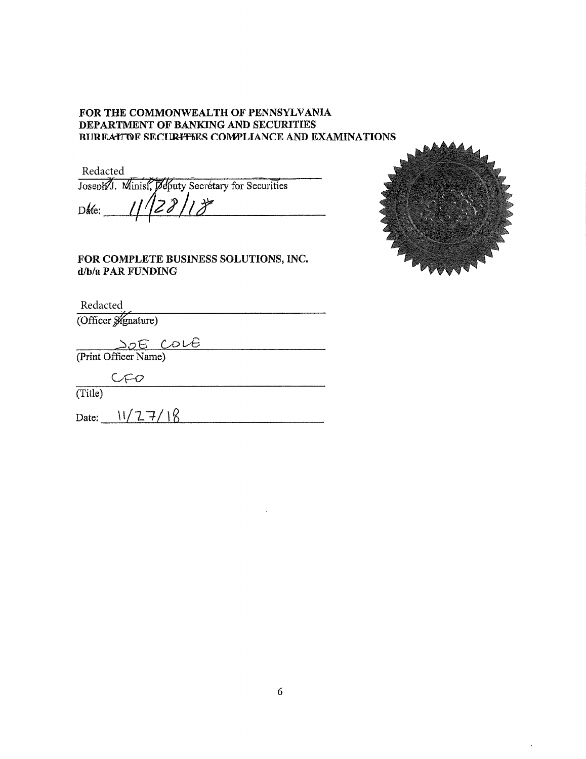**FOR THE COMMONWEALTH OF PENNSYLVANIA**
**DEPARTMENT OF BANKING AND SECURITIES**
**BUREAU OF SECURITIES COMPLIANCE AND EXAMINATIONS**

Redacted

Joseph J. Minisi, Deputy Secretary for Securities

Date: 11/28/18

**FOR COMPLETE BUSINESS SOLUTIONS, INC.**
**d/b/a PAR FUNDING**

Redacted

(Officer Signature)

JOE COLE

(Print Officer Name)

CFO

(Title)

Date: 11/27/18